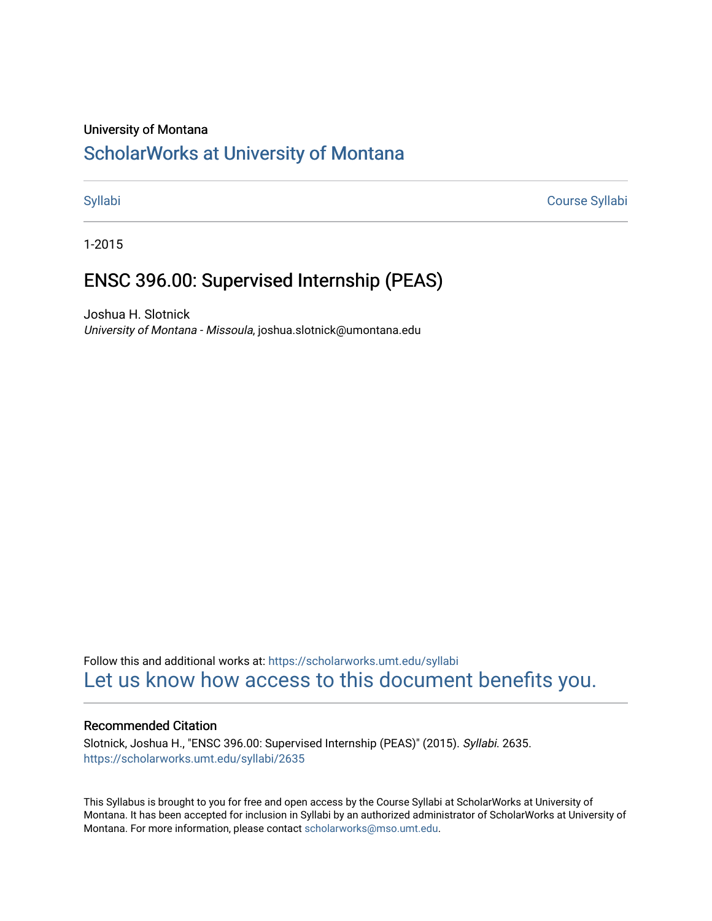University of Montana

# ScholarWorks at University of Montana

Syllabi | Course Syllabi

1-2015

## ENSC 396.00: Supervised Internship (PEAS)

Joshua H. Slotnick
*University of Montana - Missoula*, joshua.slotnick@umontana.edu

Follow this and additional works at: https://scholarworks.umt.edu/syllabi
Let us know how access to this document benefits you.

### Recommended Citation

Slotnick, Joshua H., "ENSC 396.00: Supervised Internship (PEAS)" (2015). *Syllabi*. 2635.
https://scholarworks.umt.edu/syllabi/2635

This Syllabus is brought to you for free and open access by the Course Syllabi at ScholarWorks at University of Montana. It has been accepted for inclusion in Syllabi by an authorized administrator of ScholarWorks at University of Montana. For more information, please contact scholarworks@mso.umt.edu.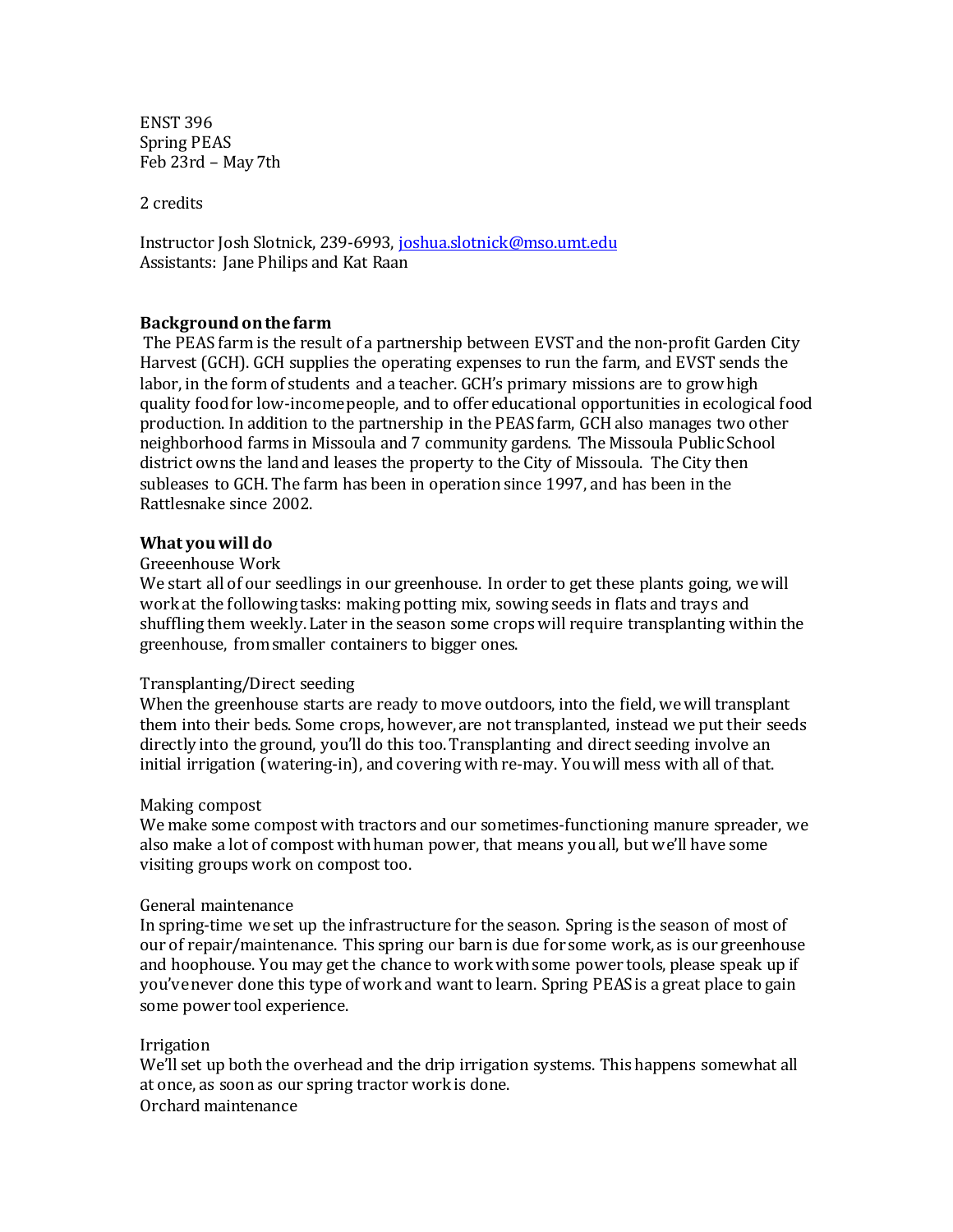ENST 396
Spring PEAS
Feb 23rd – May 7th

2 credits

Instructor Josh Slotnick, 239-6993, joshua.slotnick@mso.umt.edu
Assistants: Jane Philips and Kat Raan

**Background on the farm**

The PEAS farm is the result of a partnership between EVST and the non-profit Garden City Harvest (GCH). GCH supplies the operating expenses to run the farm, and EVST sends the labor, in the form of students and a teacher. GCH's primary missions are to grow high quality food for low-income people, and to offer educational opportunities in ecological food production. In addition to the partnership in the PEAS farm, GCH also manages two other neighborhood farms in Missoula and 7 community gardens. The Missoula Public School district owns the land and leases the property to the City of Missoula. The City then subleases to GCH. The farm has been in operation since 1997, and has been in the Rattlesnake since 2002.

**What you will do**

Greeenhouse Work
We start all of our seedlings in our greenhouse. In order to get these plants going, we will work at the following tasks: making potting mix, sowing seeds in flats and trays and shuffling them weekly. Later in the season some crops will require transplanting within the greenhouse, from smaller containers to bigger ones.

Transplanting/Direct seeding
When the greenhouse starts are ready to move outdoors, into the field, we will transplant them into their beds. Some crops, however, are not transplanted, instead we put their seeds directly into the ground, you'll do this too. Transplanting and direct seeding involve an initial irrigation (watering-in), and covering with re-may. You will mess with all of that.

Making compost
We make some compost with tractors and our sometimes-functioning manure spreader, we also make a lot of compost with human power, that means you all, but we'll have some visiting groups work on compost too.

General maintenance
In spring-time we set up the infrastructure for the season. Spring is the season of most of our of repair/maintenance. This spring our barn is due for some work, as is our greenhouse and hoophouse. You may get the chance to work with some power tools, please speak up if you've never done this type of work and want to learn. Spring PEAS is a great place to gain some power tool experience.

Irrigation
We'll set up both the overhead and the drip irrigation systems. This happens somewhat all at once, as soon as our spring tractor work is done.

Orchard maintenance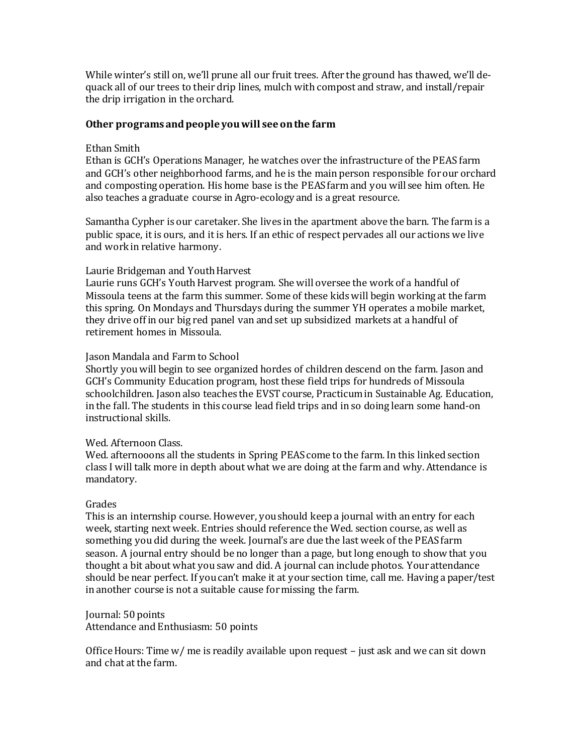While winter's still on, we'll prune all our fruit trees. After the ground has thawed, we'll de-quack all of our trees to their drip lines, mulch with compost and straw, and install/repair the drip irrigation in the orchard.

**Other programs and people you will see on the farm**

Ethan Smith

Ethan is GCH's Operations Manager, he watches over the infrastructure of the PEAS farm and GCH's other neighborhood farms, and he is the main person responsible for our orchard and composting operation. His home base is the PEAS farm and you will see him often. He also teaches a graduate course in Agro-ecology and is a great resource.

Samantha Cypher is our caretaker. She lives in the apartment above the barn. The farm is a public space, it is ours, and it is hers. If an ethic of respect pervades all our actions we live and work in relative harmony.

Laurie Bridgeman and Youth Harvest

Laurie runs GCH's Youth Harvest program. She will oversee the work of a handful of Missoula teens at the farm this summer. Some of these kids will begin working at the farm this spring. On Mondays and Thursdays during the summer YH operates a mobile market, they drive off in our big red panel van and set up subsidized markets at a handful of retirement homes in Missoula.

Jason Mandala and Farm to School

Shortly you will begin to see organized hordes of children descend on the farm. Jason and GCH's Community Education program, host these field trips for hundreds of Missoula schoolchildren. Jason also teaches the EVST course, Practicum in Sustainable Ag. Education, in the fall. The students in this course lead field trips and in so doing learn some hand-on instructional skills.

Wed. Afternoon Class.

Wed. afternoooons all the students in Spring PEAS come to the farm. In this linked section class I will talk more in depth about what we are doing at the farm and why. Attendance is mandatory.

Grades

This is an internship course. However, you should keep a journal with an entry for each week, starting next week. Entries should reference the Wed. section course, as well as something you did during the week. Journal's are due the last week of the PEAS farm season. A journal entry should be no longer than a page, but long enough to show that you thought a bit about what you saw and did. A journal can include photos. Your attendance should be near perfect. If you can't make it at your section time, call me. Having a paper/test in another course is not a suitable cause for missing the farm.

Journal: 50 points
Attendance and Enthusiasm: 50 points

Office Hours: Time w/ me is readily available upon request – just ask and we can sit down and chat at the farm.